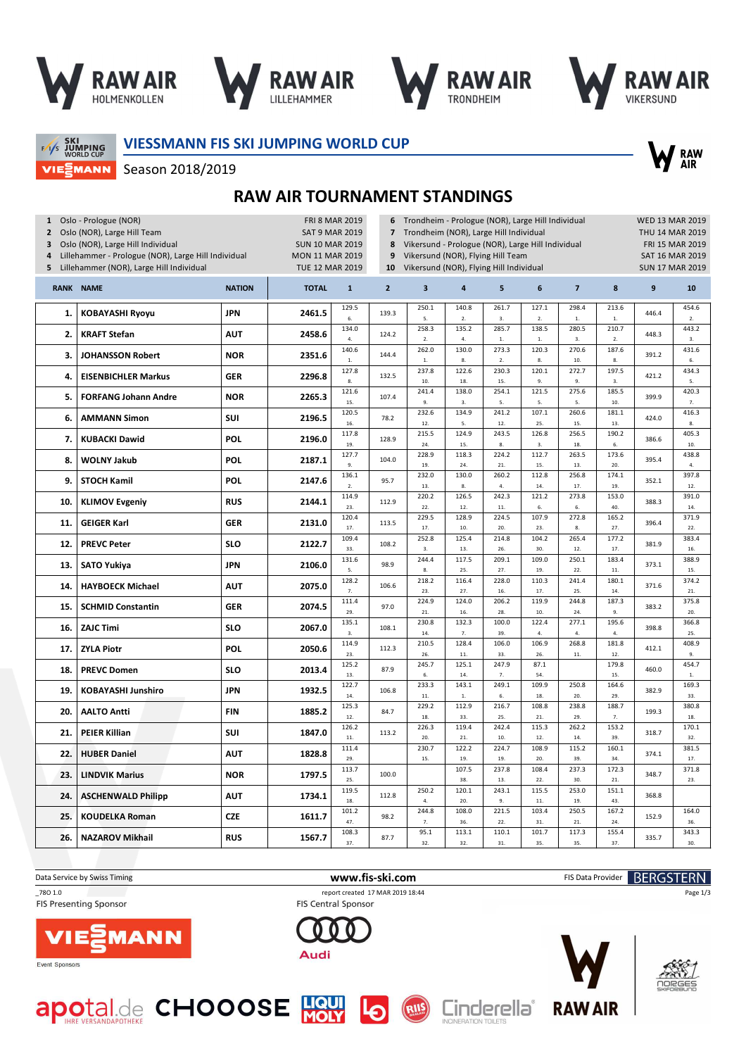# VIESSMANN FIS SKI JUMPING WORLD CUP

Season 2018/2019

## RAW AIR TOURNAMENT STANDINGS

| # | Event | Date |
|---|---|---|
| 1 | Oslo - Prologue (NOR) | FRI 8 MAR 2019 |
| 2 | Oslo (NOR), Large Hill Team | SAT 9 MAR 2019 |
| 3 | Oslo (NOR), Large Hill Individual | SUN 10 MAR 2019 |
| 4 | Lillehammer - Prologue (NOR), Large Hill Individual | MON 11 MAR 2019 |
| 5 | Lillehammer (NOR), Large Hill Individual | TUE 12 MAR 2019 |
| 6 | Trondheim - Prologue (NOR), Large Hill Individual | WED 13 MAR 2019 |
| 7 | Trondheim (NOR), Large Hill Individual | THU 14 MAR 2019 |
| 8 | Vikersund - Prologue (NOR), Large Hill Individual | FRI 15 MAR 2019 |
| 9 | Vikersund (NOR), Flying Hill Team | SAT 16 MAR 2019 |
| 10 | Vikersund (NOR), Flying Hill Individual | SUN 17 MAR 2019 |

| RANK | NAME | NATION | TOTAL | 1 | 2 | 3 | 4 | 5 | 6 | 7 | 8 | 9 | 10 |
|---|---|---|---|---|---|---|---|---|---|---|---|---|---|
| 1. | KOBAYASHI Ryoyu | JPN | 2461.5 | 129.5 (6.) | 139.3 | 250.1 (5.) | 140.8 (2.) | 261.7 (3.) | 127.1 (2.) | 298.4 (1.) | 213.6 (1.) | 446.4 | 454.6 (2.) |
| 2. | KRAFT Stefan | AUT | 2458.6 | 134.0 (4.) | 124.2 | 258.3 (2.) | 135.2 (4.) | 285.7 (1.) | 138.5 (1.) | 280.5 (3.) | 210.7 (2.) | 448.3 | 443.2 (3.) |
| 3. | JOHANSSON Robert | NOR | 2351.6 | 140.6 (1.) | 144.4 | 262.0 (1.) | 130.0 (8.) | 273.3 (2.) | 120.3 (8.) | 270.6 (10.) | 187.6 (8.) | 391.2 | 431.6 (6.) |
| 4. | EISENBICHLER Markus | GER | 2296.8 | 127.8 (8.) | 132.5 | 237.8 (10.) | 122.6 (18.) | 230.3 (15.) | 120.1 (9.) | 272.7 (9.) | 197.5 (3.) | 421.2 | 434.3 (5.) |
| 5. | FORFANG Johann Andre | NOR | 2265.3 | 121.6 (15.) | 107.4 | 241.4 (9.) | 138.0 (3.) | 254.1 (5.) | 121.5 (5.) | 275.6 (5.) | 185.5 (10.) | 399.9 | 420.3 (7.) |
| 6. | AMMANN Simon | SUI | 2196.5 | 120.5 (16.) | 78.2 | 232.6 (12.) | 134.9 (5.) | 241.2 (12.) | 107.1 (25.) | 260.6 (15.) | 181.1 (13.) | 424.0 | 416.3 (8.) |
| 7. | KUBACKI Dawid | POL | 2196.0 | 117.8 (19.) | 128.9 | 215.5 (24.) | 124.9 (15.) | 243.5 (8.) | 126.8 (3.) | 256.5 (18.) | 190.2 (6.) | 386.6 | 405.3 (10.) |
| 8. | WOLNY Jakub | POL | 2187.1 | 127.7 (9.) | 104.0 | 228.9 (19.) | 118.3 (24.) | 224.2 (21.) | 112.7 (15.) | 263.5 (13.) | 173.6 (20.) | 395.4 | 438.8 (4.) |
| 9. | STOCH Kamil | POL | 2147.6 | 136.1 (2.) | 95.7 | 232.0 (13.) | 130.0 (8.) | 260.2 (4.) | 112.8 (14.) | 256.8 (17.) | 174.1 (19.) | 352.1 | 397.8 (12.) |
| 10. | KLIMOV Evgeniy | RUS | 2144.1 | 114.9 (23.) | 112.9 | 220.2 (22.) | 126.5 (12.) | 242.3 (11.) | 121.2 (6.) | 273.8 (6.) | 153.0 (40.) | 388.3 | 391.0 (14.) |
| 11. | GEIGER Karl | GER | 2131.0 | 120.4 (17.) | 113.5 | 229.5 (17.) | 128.9 (10.) | 224.5 (20.) | 107.9 (23.) | 272.8 (8.) | 165.2 (27.) | 396.4 | 371.9 (22.) |
| 12. | PREVC Peter | SLO | 2122.7 | 109.4 (33.) | 108.2 | 252.8 (3.) | 125.4 (13.) | 214.8 (26.) | 104.2 (30.) | 265.4 (12.) | 177.2 (17.) | 381.9 | 383.4 (16.) |
| 13. | SATO Yukiya | JPN | 2106.0 | 131.6 (5.) | 98.9 | 244.4 (8.) | 117.5 (25.) | 209.1 (27.) | 109.0 (19.) | 250.1 (22.) | 183.4 (11.) | 373.1 | 388.9 (15.) |
| 14. | HAYBOECK Michael | AUT | 2075.0 | 128.2 (7.) | 106.6 | 218.2 (23.) | 116.4 (27.) | 228.0 (16.) | 110.3 (17.) | 241.4 (25.) | 180.1 (14.) | 371.6 | 374.2 (21.) |
| 15. | SCHMID Constantin | GER | 2074.5 | 111.4 (29.) | 97.0 | 224.9 (21.) | 124.0 (16.) | 206.2 (28.) | 119.9 (10.) | 244.8 (24.) | 187.3 (9.) | 383.2 | 375.8 (20.) |
| 16. | ZAJC Timi | SLO | 2067.0 | 135.1 (3.) | 108.1 | 230.8 (14.) | 132.3 (7.) | 100.0 (39.) | 122.4 (4.) | 277.1 (4.) | 195.6 (4.) | 398.8 | 366.8 (25.) |
| 17. | ZYLA Piotr | POL | 2050.6 | 114.9 (23.) | 112.3 | 210.5 (26.) | 128.4 (11.) | 106.0 (33.) | 106.9 (26.) | 268.8 (11.) | 181.8 (12.) | 412.1 | 408.9 (9.) |
| 18. | PREVC Domen | SLO | 2013.4 | 125.2 (13.) | 87.9 | 245.7 (6.) | 125.1 (14.) | 247.9 (7.) | 87.1 (54.) | | 179.8 (15.) | 460.0 | 454.7 (1.) |
| 19. | KOBAYASHI Junshiro | JPN | 1932.5 | 122.7 (14.) | 106.8 | 233.3 (11.) | 143.1 (1.) | 249.1 (6.) | 109.9 (18.) | 250.8 (20.) | 164.6 (29.) | 382.9 | 169.3 (33.) |
| 20. | AALTO Antti | FIN | 1885.2 | 125.3 (12.) | 84.7 | 229.2 (18.) | 112.9 (33.) | 216.7 (25.) | 108.8 (21.) | 238.8 (29.) | 188.7 (7.) | 199.3 | 380.8 (18.) |
| 21. | PEIER Killian | SUI | 1847.0 | 126.2 (11.) | 113.2 | 226.3 (20.) | 119.4 (21.) | 242.4 (10.) | 115.3 (12.) | 262.2 (14.) | 153.2 (39.) | 318.7 | 170.1 (32.) |
| 22. | HUBER Daniel | AUT | 1828.8 | 111.4 (29.) | | 230.7 (15.) | 122.2 (19.) | 224.7 (19.) | 108.9 (20.) | 115.2 (39.) | 160.1 (34.) | 374.1 | 381.5 (17.) |
| 23. | LINDVIK Marius | NOR | 1797.5 | 113.7 (25.) | 100.0 | | 107.5 (38.) | 237.8 (13.) | 108.4 (22.) | 237.3 (30.) | 172.3 (21.) | 348.7 | 371.8 (23.) |
| 24. | ASCHENWALD Philipp | AUT | 1734.1 | 119.5 (18.) | 112.8 | 250.2 (4.) | 120.1 (20.) | 243.1 (9.) | 115.5 (11.) | 253.0 (19.) | 151.1 (43.) | 368.8 | |
| 25. | KOUDELKA Roman | CZE | 1611.7 | 101.2 (47.) | 98.2 | 244.8 (7.) | 108.0 (36.) | 221.5 (22.) | 103.4 (31.) | 250.5 (21.) | 167.2 (24.) | 152.9 | 164.0 (36.) |
| 26. | NAZAROV Mikhail | RUS | 1567.7 | 108.3 (37.) | 87.7 | 95.1 (32.) | 113.1 (32.) | 110.1 (31.) | 101.7 (35.) | 117.3 (35.) | 155.4 (37.) | 335.7 | 343.3 (30.) |

Data Service by Swiss Timing — www.fis-ski.com — FIS Data Provider BERGSTERN

_78O 1.0 — report created 17 MAR 2019 18:44

FIS Presenting Sponsor: VIESSMANN — FIS Central Sponsor: Audi

Event Sponsors: apotal.de, CHOOOSE, LIQUI MOLY, RIIS, Cinderella, RAW AIR, NORGES SKIFORBUND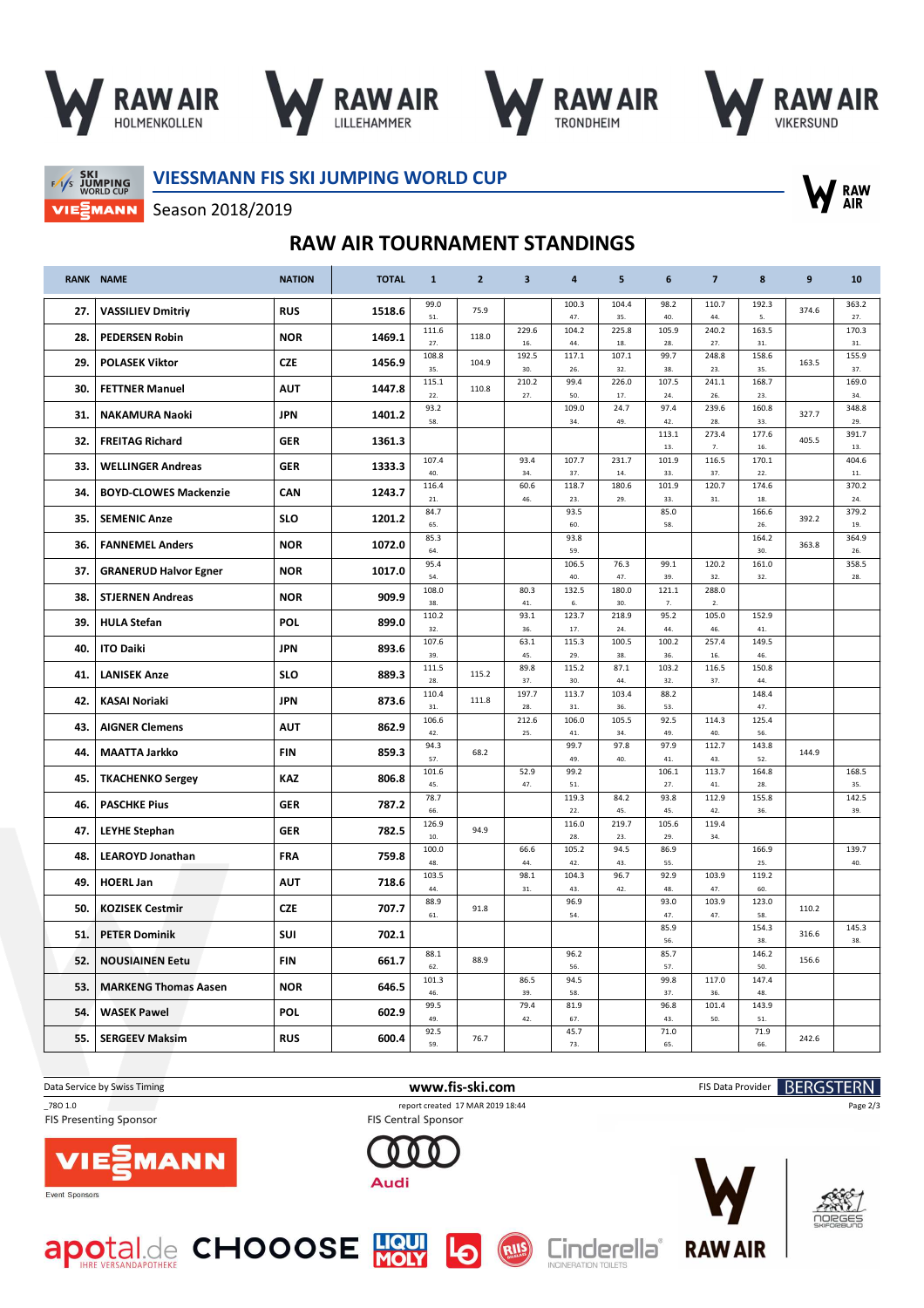# VIESSMANN FIS SKI JUMPING WORLD CUP

Season 2018/2019

## RAW AIR TOURNAMENT STANDINGS

| RANK | NAME | NATION | TOTAL | 1 | 2 | 3 | 4 | 5 | 6 | 7 | 8 | 9 | 10 |
|---|---|---|---|---|---|---|---|---|---|---|---|---|---|
| 27. | VASSILIEV Dmitriy | RUS | 1518.6 | 99.0 51. | 75.9 | | 100.3 47. | 104.4 35. | 98.2 40. | 110.7 44. | 192.3 5. | 374.6 | 363.2 27. |
| 28. | PEDERSEN Robin | NOR | 1469.1 | 111.6 27. | 118.0 | 229.6 16. | 104.2 44. | 225.8 18. | 105.9 28. | 240.2 27. | 163.5 31. | | 170.3 31. |
| 29. | POLASEK Viktor | CZE | 1456.9 | 108.8 35. | 104.9 | 192.5 30. | 117.1 26. | 107.1 32. | 99.7 38. | 248.8 23. | 158.6 35. | 163.5 | 155.9 37. |
| 30. | FETTNER Manuel | AUT | 1447.8 | 115.1 22. | 110.8 | 210.2 27. | 99.4 50. | 226.0 17. | 107.5 24. | 241.1 26. | 168.7 23. | | 169.0 34. |
| 31. | NAKAMURA Naoki | JPN | 1401.2 | 93.2 58. | | | 109.0 34. | 24.7 49. | 97.4 42. | 239.6 28. | 160.8 33. | 327.7 | 348.8 29. |
| 32. | FREITAG Richard | GER | 1361.3 | | | | | | 113.1 13. | 273.4 7. | 177.6 16. | 405.5 | 391.7 13. |
| 33. | WELLINGER Andreas | GER | 1333.3 | 107.4 40. | | 93.4 34. | 107.7 37. | 231.7 14. | 101.9 33. | 116.5 37. | 170.1 22. | | 404.6 11. |
| 34. | BOYD-CLOWES Mackenzie | CAN | 1243.7 | 116.4 21. | | 60.6 46. | 118.7 23. | 180.6 29. | 101.9 33. | 120.7 31. | 174.6 18. | | 370.2 24. |
| 35. | SEMENIC Anze | SLO | 1201.2 | 84.7 65. | | | 93.5 60. | | 85.0 58. | | 166.6 26. | 392.2 | 379.2 19. |
| 36. | FANNEMEL Anders | NOR | 1072.0 | 85.3 64. | | | 93.8 59. | | | | 164.2 30. | 363.8 | 364.9 26. |
| 37. | GRANERUD Halvor Egner | NOR | 1017.0 | 95.4 54. | | | 106.5 40. | 76.3 47. | 99.1 39. | 120.2 32. | 161.0 32. | | 358.5 28. |
| 38. | STJERNEN Andreas | NOR | 909.9 | 108.0 38. | | 80.3 41. | 132.5 6. | 180.0 30. | 121.1 7. | 288.0 2. | | | |
| 39. | HULA Stefan | POL | 899.0 | 110.2 32. | | 93.1 36. | 123.7 17. | 218.9 24. | 95.2 44. | 105.0 46. | 152.9 41. | | |
| 40. | ITO Daiki | JPN | 893.6 | 107.6 39. | | 63.1 45. | 115.3 29. | 100.5 38. | 100.2 36. | 257.4 16. | 149.5 46. | | |
| 41. | LANISEK Anze | SLO | 889.3 | 111.5 28. | 115.2 | 89.8 37. | 115.2 30. | 87.1 44. | 103.2 32. | 116.5 37. | 150.8 44. | | |
| 42. | KASAI Noriaki | JPN | 873.6 | 110.4 31. | 111.8 | 197.7 28. | 113.7 31. | 103.4 36. | 88.2 53. | | 148.4 47. | | |
| 43. | AIGNER Clemens | AUT | 862.9 | 106.6 42. | | 212.6 25. | 106.0 41. | 105.5 34. | 92.5 49. | 114.3 40. | 125.4 56. | | |
| 44. | MAATTA Jarkko | FIN | 859.3 | 94.3 57. | 68.2 | | 99.7 49. | 97.8 40. | 97.9 41. | 112.7 43. | 143.8 52. | 144.9 | |
| 45. | TKACHENKO Sergey | KAZ | 806.8 | 101.6 45. | | 52.9 47. | 99.2 51. | | 106.1 27. | 113.7 41. | 164.8 28. | | 168.5 35. |
| 46. | PASCHKE Pius | GER | 787.2 | 78.7 66. | | | 119.3 22. | 84.2 45. | 93.8 45. | 112.9 42. | 155.8 36. | | 142.5 39. |
| 47. | LEYHE Stephan | GER | 782.5 | 126.9 10. | 94.9 | | 116.0 28. | 219.7 23. | 105.6 29. | 119.4 34. | | | |
| 48. | LEAROYD Jonathan | FRA | 759.8 | 100.0 48. | | 66.6 44. | 105.2 42. | 94.5 43. | 86.9 55. | | 166.9 25. | | 139.7 40. |
| 49. | HOERL Jan | AUT | 718.6 | 103.5 44. | | 98.1 31. | 104.3 43. | 96.7 42. | 92.9 48. | 103.9 47. | 119.2 60. | | |
| 50. | KOZISEK Cestmir | CZE | 707.7 | 88.9 61. | 91.8 | | 96.9 54. | | 93.0 47. | 103.9 47. | 123.0 58. | 110.2 | |
| 51. | PETER Dominik | SUI | 702.1 | | | | | | 85.9 56. | | 154.3 38. | 316.6 | 145.3 38. |
| 52. | NOUSIAINEN Eetu | FIN | 661.7 | 88.1 62. | 88.9 | | 96.2 56. | | 85.7 57. | | 146.2 50. | 156.6 | |
| 53. | MARKENG Thomas Aasen | NOR | 646.5 | 101.3 46. | | 86.5 39. | 94.5 58. | | 99.8 37. | 117.0 36. | 147.4 48. | | |
| 54. | WASEK Pawel | POL | 602.9 | 99.5 49. | | 79.4 42. | 81.9 67. | | 96.8 43. | 101.4 50. | 143.9 51. | | |
| 55. | SERGEEV Maksim | RUS | 600.4 | 92.5 59. | 76.7 | | 45.7 73. | | 71.0 65. | | 71.9 66. | 242.6 | |

Data Service by Swiss Timing — www.fis-ski.com — FIS Data Provider BERGSTERN

_78O 1.0 — report created 17 MAR 2019 18:44

FIS Presenting Sponsor: VIESSMANN — FIS Central Sponsor: Audi

Event Sponsors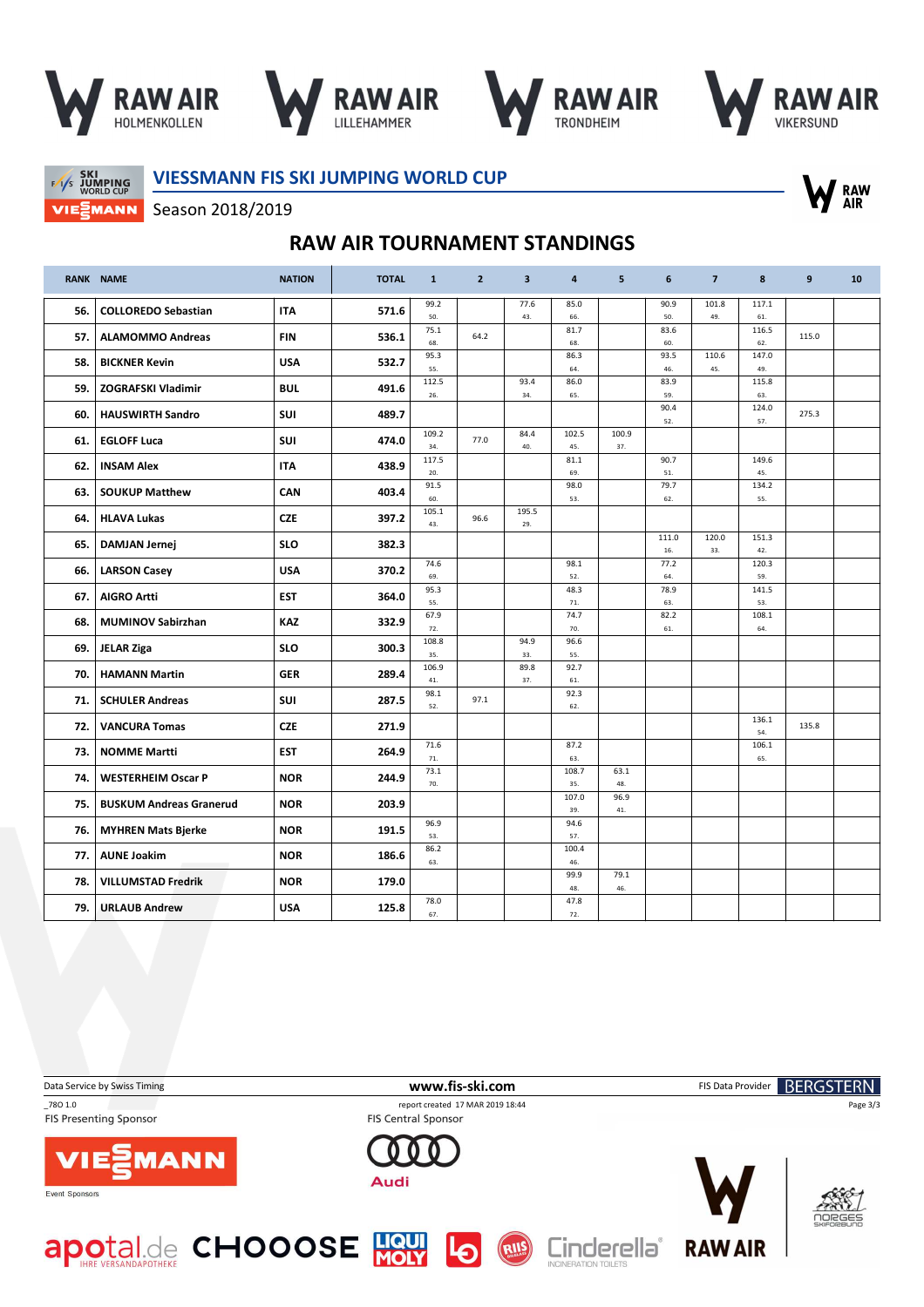## VIESSMANN FIS SKI JUMPING WORLD CUP

Season 2018/2019

# RAW AIR TOURNAMENT STANDINGS

| RANK | NAME | NATION | TOTAL | 1 | 2 | 3 | 4 | 5 | 6 | 7 | 8 | 9 | 10 |
|---|---|---|---|---|---|---|---|---|---|---|---|---|---|
| 56. | COLLOREDO Sebastian | ITA | 571.6 | 99.2 50. | | 77.6 43. | 85.0 66. | | 90.9 50. | 101.8 49. | 117.1 61. | | |
| 57. | ALAMOMMO Andreas | FIN | 536.1 | 75.1 68. | 64.2 | | 81.7 68. | | 83.6 60. | | 116.5 62. | 115.0 | |
| 58. | BICKNER Kevin | USA | 532.7 | 95.3 55. | | | 86.3 64. | | 93.5 46. | 110.6 45. | 147.0 49. | | |
| 59. | ZOGRAFSKI Vladimir | BUL | 491.6 | 112.5 26. | | 93.4 34. | 86.0 65. | | 83.9 59. | | 115.8 63. | | |
| 60. | HAUSWIRTH Sandro | SUI | 489.7 | | | | | | 90.4 52. | | 124.0 57. | 275.3 | |
| 61. | EGLOFF Luca | SUI | 474.0 | 109.2 34. | 77.0 | 84.4 40. | 102.5 45. | 100.9 37. | | | | | |
| 62. | INSAM Alex | ITA | 438.9 | 117.5 20. | | | 81.1 69. | | 90.7 51. | | 149.6 45. | | |
| 63. | SOUKUP Matthew | CAN | 403.4 | 91.5 60. | | | 98.0 53. | | 79.7 62. | | 134.2 55. | | |
| 64. | HLAVA Lukas | CZE | 397.2 | 105.1 43. | 96.6 | 195.5 29. | | | | | | | |
| 65. | DAMJAN Jernej | SLO | 382.3 | | | | | | 111.0 16. | 120.0 33. | 151.3 42. | | |
| 66. | LARSON Casey | USA | 370.2 | 74.6 69. | | | 98.1 52. | | 77.2 64. | | 120.3 59. | | |
| 67. | AIGRO Artti | EST | 364.0 | 95.3 55. | | | 48.3 71. | | 78.9 63. | | 141.5 53. | | |
| 68. | MUMINOV Sabirzhan | KAZ | 332.9 | 67.9 72. | | | 74.7 70. | | 82.2 61. | | 108.1 64. | | |
| 69. | JELAR Ziga | SLO | 300.3 | 108.8 35. | | 94.9 33. | 96.6 55. | | | | | | |
| 70. | HAMANN Martin | GER | 289.4 | 106.9 41. | | 89.8 37. | 92.7 61. | | | | | | |
| 71. | SCHULER Andreas | SUI | 287.5 | 98.1 52. | 97.1 | | 92.3 62. | | | | | | |
| 72. | VANCURA Tomas | CZE | 271.9 | | | | | | | | 136.1 54. | 135.8 | |
| 73. | NOMME Martti | EST | 264.9 | 71.6 71. | | | 87.2 63. | | | | 106.1 65. | | |
| 74. | WESTERHEIM Oscar P | NOR | 244.9 | 73.1 70. | | | 108.7 35. | 63.1 48. | | | | | |
| 75. | BUSKUM Andreas Granerud | NOR | 203.9 | | | | 107.0 39. | 96.9 41. | | | | | |
| 76. | MYHREN Mats Bjerke | NOR | 191.5 | 96.9 53. | | | 94.6 57. | | | | | | |
| 77. | AUNE Joakim | NOR | 186.6 | 86.2 63. | | | 100.4 46. | | | | | | |
| 78. | VILLUMSTAD Fredrik | NOR | 179.0 | | | | 99.9 48. | 79.1 46. | | | | | |
| 79. | URLAUB Andrew | USA | 125.8 | 78.0 67. | | | 47.8 72. | | | | | | |

Data Service by Swiss Timing — www.fis-ski.com — FIS Data Provider BERGSTERN

_78O 1.0 — report created 17 MAR 2019 18:44

FIS Presenting Sponsor — FIS Central Sponsor

Event Sponsors